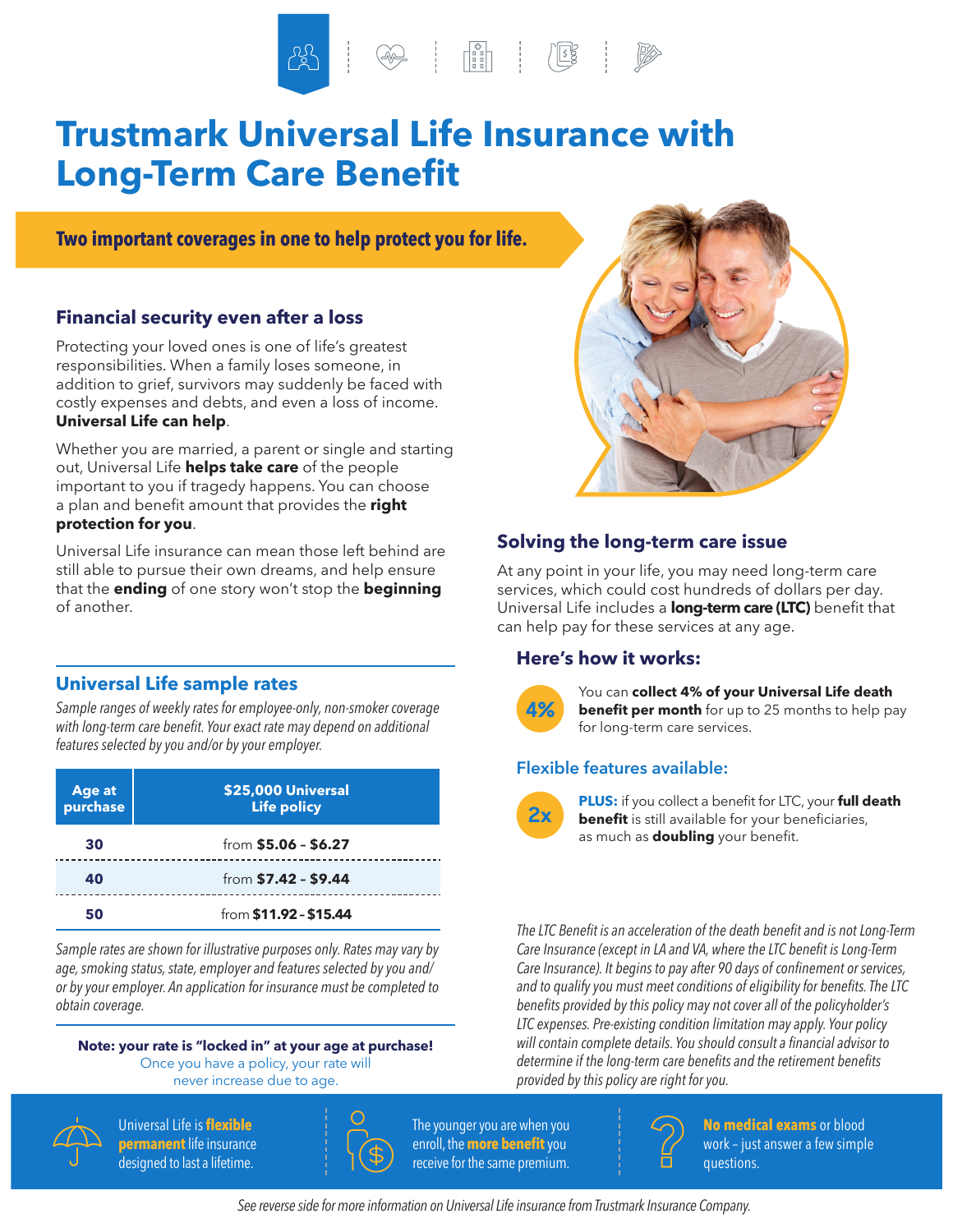# Trustmark Universal Life Insurance with Long-Term Care Benefit

**Two important coverages in one to help protect you for life.**

## Financial security even after a loss

Protecting your loved ones is one of life's greatest responsibilities. When a family loses someone, in addition to grief, survivors may suddenly be faced with costly expenses and debts, and even a loss of income. **Universal Life can help**.

Whether you are married, a parent or single and starting out, Universal Life **helps take care** of the people important to you if tragedy happens. You can choose a plan and benefit amount that provides the **right protection for you**.

Universal Life insurance can mean those left behind are still able to pursue their own dreams, and help ensure that the **ending** of one story won't stop the **beginning** of another.

## Universal Life sample rates

*Sample ranges of weekly rates for employee-only, non-smoker coverage with long-term care benefit. Your exact rate may depend on additional features selected by you and/or by your employer.*

| Age at purchase | $25,000 Universal Life policy |
|---|---|
| 30 | from **$5.06 – $6.27** |
| 40 | from **$7.42 – $9.44** |
| 50 | from **$11.92 – $15.44** |

*Sample rates are shown for illustrative purposes only. Rates may vary by age, smoking status, state, employer and features selected by you and/or by your employer. An application for insurance must be completed to obtain coverage.*

**Note: your rate is "locked in" at your age at purchase!**
Once you have a policy, your rate will never increase due to age.

## Solving the long-term care issue

At any point in your life, you may need long-term care services, which could cost hundreds of dollars per day. Universal Life includes a **long-term care (LTC)** benefit that can help pay for these services at any age.

### Here's how it works:

**4%** — You can **collect 4% of your Universal Life death benefit per month** for up to 25 months to help pay for long-term care services.

### Flexible features available:

**2x** — **PLUS:** if you collect a benefit for LTC, your **full death benefit** is still available for your beneficiaries, as much as **doubling** your benefit.

*The LTC Benefit is an acceleration of the death benefit and is not Long-Term Care Insurance (except in LA and VA, where the LTC benefit is Long-Term Care Insurance). It begins to pay after 90 days of confinement or services, and to qualify you must meet conditions of eligibility for benefits. The LTC benefits provided by this policy may not cover all of the policyholder's LTC expenses. Pre-existing condition limitation may apply. Your policy will contain complete details. You should consult a financial advisor to determine if the long-term care benefits and the retirement benefits provided by this policy are right for you.*

Universal Life is **flexible permanent** life insurance designed to last a lifetime.

The younger you are when you enroll, the **more benefit** you receive for the same premium.

**No medical exams** or blood work – just answer a few simple questions.

*See reverse side for more information on Universal Life insurance from Trustmark Insurance Company.*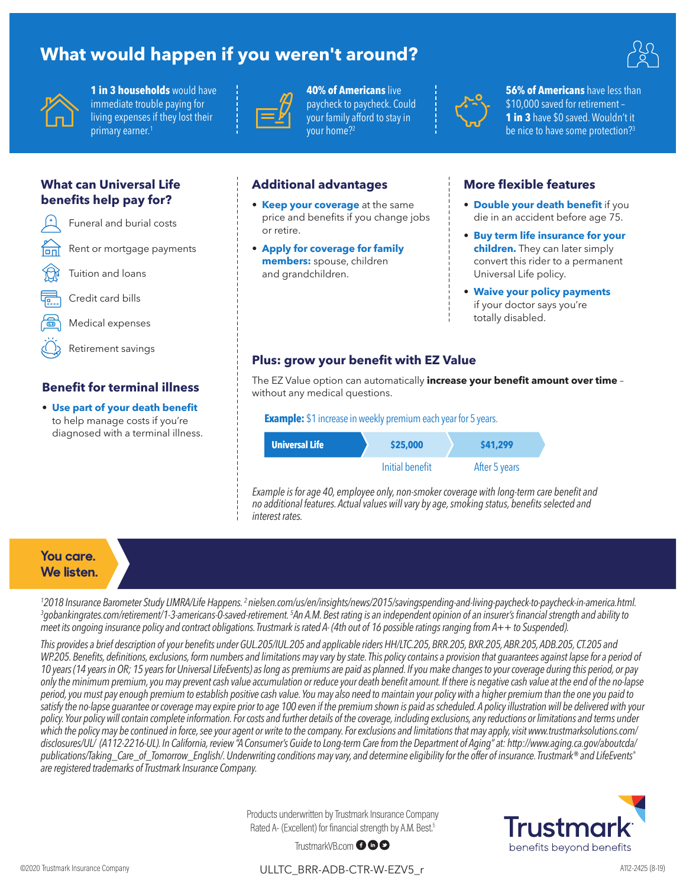## What would happen if you weren't around?

**1 in 3 households** would have immediate trouble paying for living expenses if they lost their primary earner.[1]

**40% of Americans** live paycheck to paycheck. Could your family afford to stay in your home?[2]

**56% of Americans** have less than $10,000 saved for retirement – **1 in 3** have $0 saved. Wouldn't it be nice to have some protection?[3]

### What can Universal Life benefits help pay for?

- Funeral and burial costs
- Rent or mortgage payments
- Tuition and loans
- Credit card bills
- Medical expenses
- Retirement savings

### Benefit for terminal illness

- **Use part of your death benefit** to help manage costs if you're diagnosed with a terminal illness.

### Additional advantages

- **Keep your coverage** at the same price and benefits if you change jobs or retire.
- **Apply for coverage for family members:** spouse, children and grandchildren.

### More flexible features

- **Double your death benefit** if you die in an accident before age 75.
- **Buy term life insurance for your children.** They can later simply convert this rider to a permanent Universal Life policy.
- **Waive your policy payments** if your doctor says you're totally disabled.

### Plus: grow your benefit with EZ Value

The EZ Value option can automatically **increase your benefit amount over time** – without any medical questions.

**Example:** $1 increase in weekly premium each year for 5 years.

Universal Life
$25,000
Initial benefit
$41,299
After 5 years

*Example is for age 40, employee only, non-smoker coverage with long-term care benefit and no additional features. Actual values will vary by age, smoking status, benefits selected and interest rates.*

**You care. We listen.**

*[1]2018 Insurance Barometer Study LIMRA/Life Happens. [2]nielsen.com/us/en/insights/news/2015/savingspending-and-living-paycheck-to-paycheck-in-america.html. [3]gobankingrates.com/retirement/1-3-americans-0-saved-retirement. [5]An A.M. Best rating is an independent opinion of an insurer's financial strength and ability to meet its ongoing insurance policy and contract obligations. Trustmark is rated A- (4th out of 16 possible ratings ranging from A++ to Suspended).*

*This provides a brief description of your benefits under GUL.205/IUL.205 and applicable riders HH/LTC.205, BRR.205, BXR.205, ABR.205, ADB.205, CT.205 and WP.205. Benefits, definitions, exclusions, form numbers and limitations may vary by state. This policy contains a provision that guarantees against lapse for a period of 10 years (14 years in OR; 15 years for Universal LifeEvents) as long as premiums are paid as planned. If you make changes to your coverage during this period, or pay only the minimum premium, you may prevent cash value accumulation or reduce your death benefit amount. If there is negative cash value at the end of the no-lapse period, you must pay enough premium to establish positive cash value. You may also need to maintain your policy with a higher premium than the one you paid to satisfy the no-lapse guarantee or coverage may expire prior to age 100 even if the premium shown is paid as scheduled. A policy illustration will be delivered with your policy. Your policy will contain complete information. For costs and further details of the coverage, including exclusions, any reductions or limitations and terms under which the policy may be continued in force, see your agent or write to the company. For exclusions and limitations that may apply, visit www.trustmarksolutions.com/disclosures/UL/ (A112-2216-UL). In California, review "A Consumer's Guide to Long-term Care from the Department of Aging" at: http://www.aging.ca.gov/aboutcda/publications/Taking_Care_of_Tomorrow_English/. Underwriting conditions may vary, and determine eligibility for the offer of insurance. Trustmark® and LifeEvents® are registered trademarks of Trustmark Insurance Company.*

Products underwritten by Trustmark Insurance Company
Rated A- (Excellent) for financial strength by A.M. Best.[5]
TrustmarkVB.com

Trustmark
benefits beyond benefits

©2020 Trustmark Insurance Company

ULLTC_BRR-ADB-CTR-W-EZV5_r

A112-2425 (8-19)